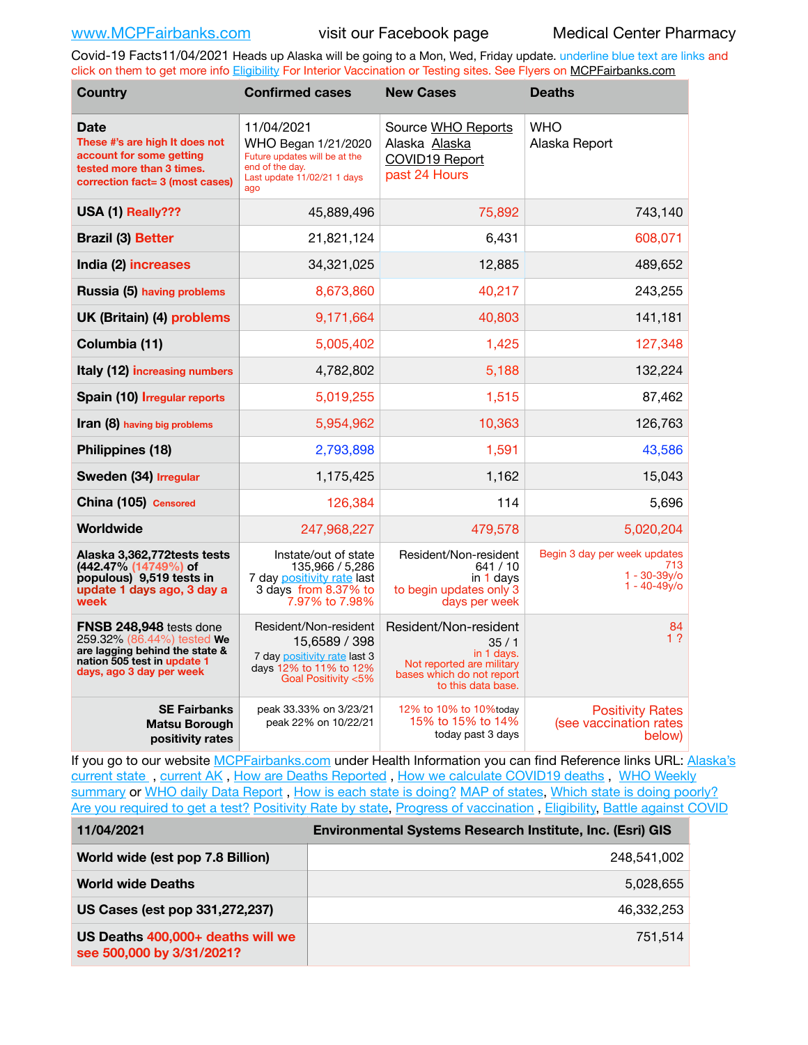www.MCPFairbanks.com visit our Facebook page Medical Center Pharmacy

Covid-19 Facts11/04/2021 Heads up Alaska will be going to a Mon, Wed, Friday update. underline blue text are links and click on them to get more info Eligibility For Interior Vaccination or Testing sites. See Flyers on MCPFairbanks.com

| Country | Confirmed cases | New Cases | Deaths |
|---|---|---|---|
| **Date** These #'s are high It does not account for some getting tested more than 3 times. correction fact= 3 (most cases) | 11/04/2021 WHO Began 1/21/2020 Future updates will be at the end of the day. Last update 11/02/21 1 days ago | Source WHO Reports Alaska Alaska COVID19 Report past 24 Hours | WHO Alaska Report |
| **USA (1)** Really??? | 45,889,496 | 75,892 | 743,140 |
| **Brazil (3)** Better | 21,821,124 | 6,431 | 608,071 |
| **India (2)** increases | 34,321,025 | 12,885 | 489,652 |
| **Russia (5)** having problems | 8,673,860 | 40,217 | 243,255 |
| **UK (Britain) (4)** problems | 9,171,664 | 40,803 | 141,181 |
| **Columbia (11)** | 5,005,402 | 1,425 | 127,348 |
| **Italy (12)** increasing numbers | 4,782,802 | 5,188 | 132,224 |
| **Spain (10)** Irregular reports | 5,019,255 | 1,515 | 87,462 |
| **Iran (8)** having big problems | 5,954,962 | 10,363 | 126,763 |
| **Philippines (18)** | 2,793,898 | 1,591 | 43,586 |
| **Sweden (34)** Irregular | 1,175,425 | 1,162 | 15,043 |
| **China (105)** Censored | 126,384 | 114 | 5,696 |
| **Worldwide** | 247,968,227 | 479,578 | 5,020,204 |
| **Alaska 3,362,772tests tests (442.47% (14749%) of populous) 9,519 tests in update 1 days ago, 3 day a week** | Instate/out of state 135,966 / 5,286 7 day positivity rate last 3 days from 8.37% to 7.97% to 7.98% | Resident/Non-resident 641 / 10 in 1 days to begin updates only 3 days per week | Begin 3 day per week updates 713 1 - 30-39y/o 1 - 40-49y/o |
| **FNSB 248,948** tests done 259.32% (86.44%) tested **We are lagging behind the state & nation 505 test in update 1 days, ago 3 day per week** | Resident/Non-resident 15,6589 / 398 7 day positivity rate last 3 days 12% to 11% to 12% Goal Positivity <5% | Resident/Non-resident 35 / 1 in 1 days. Not reported are military bases which do not report to this data base. | 84 1 ? |
| **SE Fairbanks Matsu Borough positivity rates** | peak 33.33% on 3/23/21 peak 22% on 10/22/21 | 12% to 10% to 10%today 15% to 15% to 14% today past 3 days | Positivity Rates (see vaccination rates below) |

If you go to our website MCPFairbanks.com under Health Information you can find Reference links URL: Alaska's current state , current AK , How are Deaths Reported , How we calculate COVID19 deaths , WHO Weekly summary or WHO daily Data Report , How is each state is doing? MAP of states, Which state is doing poorly? Are you required to get a test? Positivity Rate by state, Progress of vaccination , Eligibility, Battle against COVID

| 11/04/2021 | Environmental Systems Research Institute, Inc. (Esri) GIS |
|---|---|
| **World wide (est pop 7.8 Billion)** | 248,541,002 |
| **World wide Deaths** | 5,028,655 |
| **US Cases (est pop 331,272,237)** | 46,332,253 |
| **US Deaths** 400,000+ deaths will we see 500,000 by 3/31/2021? | 751,514 |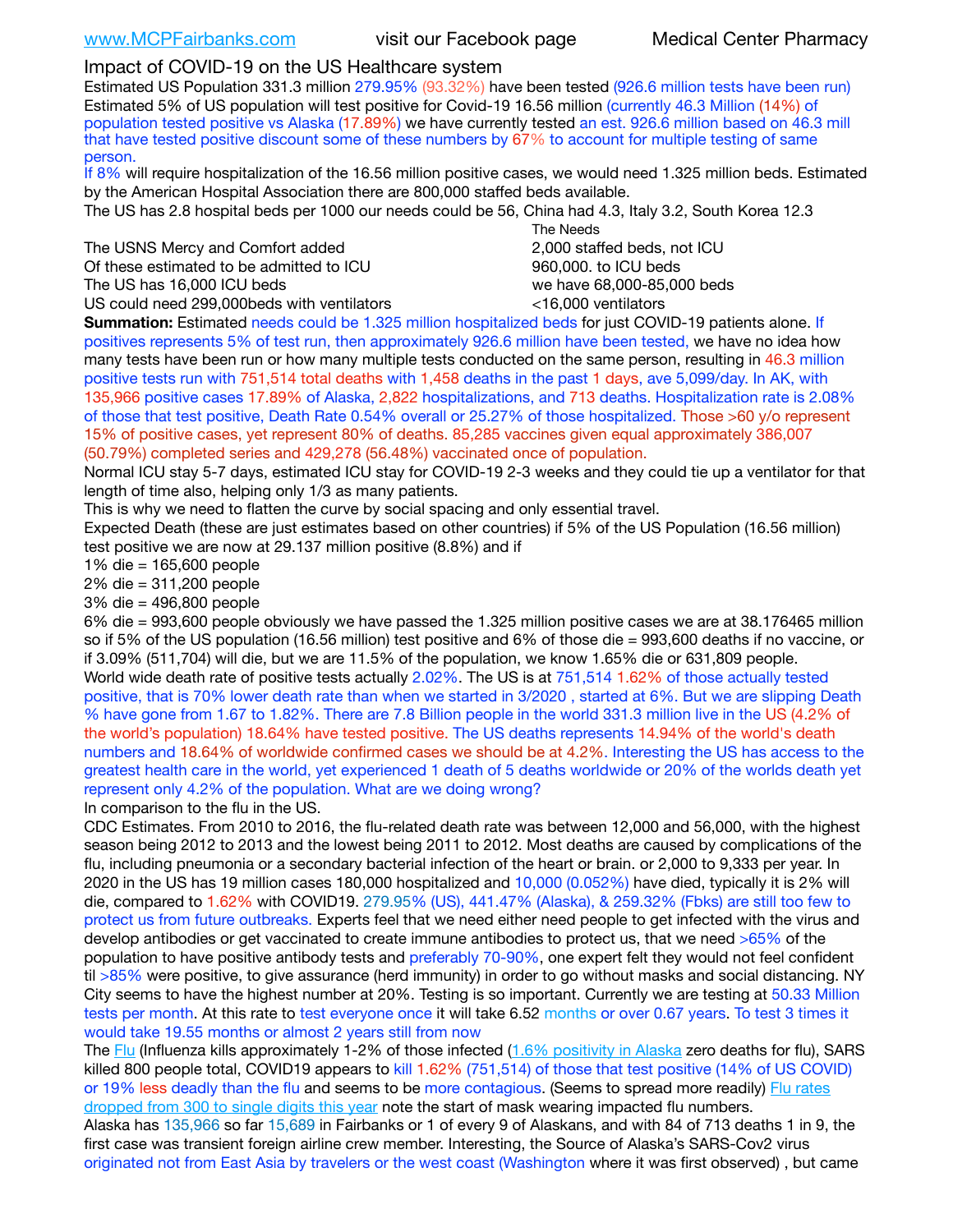www.MCPFairbanks.com visit our Facebook page Medical Center Pharmacy

## Impact of COVID-19 on the US Healthcare system

Estimated US Population 331.3 million 279.95% (93.32%) have been tested (926.6 million tests have been run) Estimated 5% of US population will test positive for Covid-19 16.56 million (currently 46.3 Million (14%) of population tested positive vs Alaska (17.89%) we have currently tested an est. 926.6 million based on 46.3 mill that have tested positive discount some of these numbers by 67% to account for multiple testing of same person.

If 8% will require hospitalization of the 16.56 million positive cases, we would need 1.325 million beds. Estimated by the American Hospital Association there are 800,000 staffed beds available.

The US has 2.8 hospital beds per 1000 our needs could be 56, China had 4.3, Italy 3.2, South Korea 12.3

| | The Needs |
|---|---|
| The USNS Mercy and Comfort added | 2,000 staffed beds, not ICU |
| Of these estimated to be admitted to ICU | 960,000. to ICU beds |
| The US has 16,000 ICU beds | we have 68,000-85,000 beds |
| US could need 299,000beds with ventilators | <16,000 ventilators |

**Summation:** Estimated needs could be 1.325 million hospitalized beds for just COVID-19 patients alone. If positives represents 5% of test run, then approximately 926.6 million have been tested, we have no idea how many tests have been run or how many multiple tests conducted on the same person, resulting in 46.3 million positive tests run with 751,514 total deaths with 1,458 deaths in the past 1 days, ave 5,099/day. In AK, with 135,966 positive cases 17.89% of Alaska, 2,822 hospitalizations, and 713 deaths. Hospitalization rate is 2.08% of those that test positive, Death Rate 0.54% overall or 25.27% of those hospitalized. Those >60 y/o represent 15% of positive cases, yet represent 80% of deaths. 85,285 vaccines given equal approximately 386,007 (50.79%) completed series and 429,278 (56.48%) vaccinated once of population.

Normal ICU stay 5-7 days, estimated ICU stay for COVID-19 2-3 weeks and they could tie up a ventilator for that length of time also, helping only 1/3 as many patients.

This is why we need to flatten the curve by social spacing and only essential travel.

Expected Death (these are just estimates based on other countries) if 5% of the US Population (16.56 million) test positive we are now at 29.137 million positive (8.8%) and if

1% die = 165,600 people
2% die = 311,200 people
3% die = 496,800 people
6% die = 993,600 people obviously we have passed the 1.325 million positive cases we are at 38.176465 million so if 5% of the US population (16.56 million) test positive and 6% of those die = 993,600 deaths if no vaccine, or if 3.09% (511,704) will die, but we are 11.5% of the population, we know 1.65% die or 631,809 people.

World wide death rate of positive tests actually 2.02%. The US is at 751,514 1.62% of those actually tested positive, that is 70% lower death rate than when we started in 3/2020 , started at 6%. But we are slipping Death % have gone from 1.67 to 1.82%. There are 7.8 Billion people in the world 331.3 million live in the US (4.2% of the world's population) 18.64% have tested positive. The US deaths represents 14.94% of the world's death numbers and 18.64% of worldwide confirmed cases we should be at 4.2%. Interesting the US has access to the greatest health care in the world, yet experienced 1 death of 5 deaths worldwide or 20% of the worlds death yet represent only 4.2% of the population. What are we doing wrong?

In comparison to the flu in the US.

CDC Estimates. From 2010 to 2016, the flu-related death rate was between 12,000 and 56,000, with the highest season being 2012 to 2013 and the lowest being 2011 to 2012. Most deaths are caused by complications of the flu, including pneumonia or a secondary bacterial infection of the heart or brain. or 2,000 to 9,333 per year. In 2020 in the US has 19 million cases 180,000 hospitalized and 10,000 (0.052%) have died, typically it is 2% will die, compared to 1.62% with COVID19. 279.95% (US), 441.47% (Alaska), & 259.32% (Fbks) are still too few to protect us from future outbreaks. Experts feel that we need either need people to get infected with the virus and develop antibodies or get vaccinated to create immune antibodies to protect us, that we need >65% of the population to have positive antibody tests and preferably 70-90%, one expert felt they would not feel confident til >85% were positive, to give assurance (herd immunity) in order to go without masks and social distancing. NY City seems to have the highest number at 20%. Testing is so important. Currently we are testing at 50.33 Million tests per month. At this rate to test everyone once it will take 6.52 months or over 0.67 years. To test 3 times it would take 19.55 months or almost 2 years still from now

The Flu (Influenza kills approximately 1-2% of those infected (1.6% positivity in Alaska zero deaths for flu), SARS killed 800 people total, COVID19 appears to kill 1.62% (751,514) of those that test positive (14% of US COVID) or 19% less deadly than the flu and seems to be more contagious. (Seems to spread more readily) Flu rates dropped from 300 to single digits this year note the start of mask wearing impacted flu numbers.

Alaska has 135,966 so far 15,689 in Fairbanks or 1 of every 9 of Alaskans, and with 84 of 713 deaths 1 in 9, the first case was transient foreign airline crew member. Interesting, the Source of Alaska's SARS-Cov2 virus originated not from East Asia by travelers or the west coast (Washington where it was first observed) , but came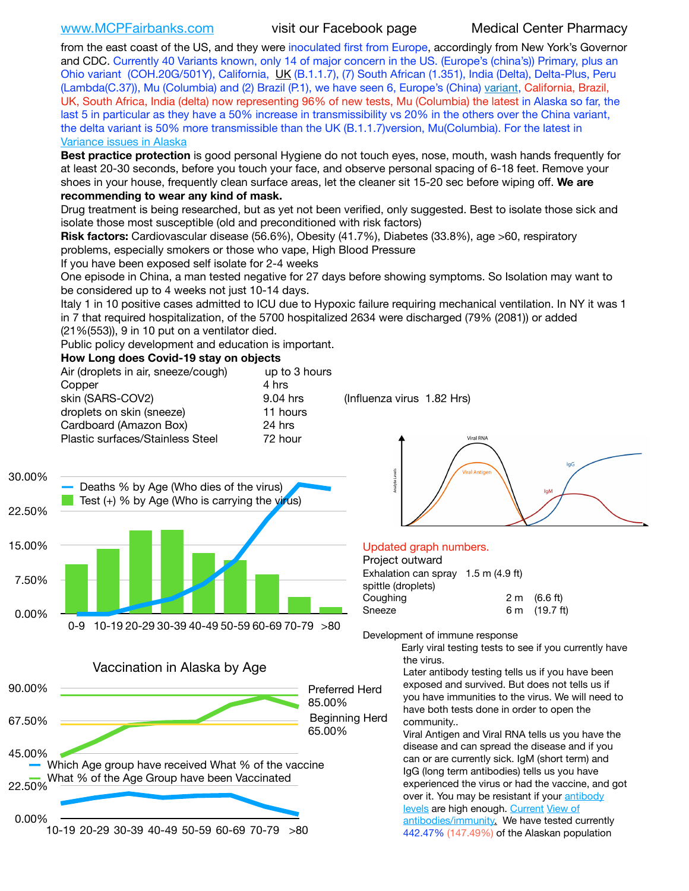from the east coast of the US, and they were inoculated first from Europe, accordingly from New York's Governor and CDC. Currently 40 Variants known, only 14 of major concern in the US. (Europe's (china's)) Primary, plus an Ohio variant (COH.20G/501Y), California, UK (B.1.1.7), (7) South African (1.351), India (Delta), Delta-Plus, Peru (Lambda(C.37)), Mu (Columbia) and (2) Brazil (P.1), we have seen 6, Europe's (China) variant, California, Brazil, UK, South Africa, India (delta) now representing 96% of new tests, Mu (Columbia) the latest in Alaska so far, the last 5 in particular as they have a 50% increase in transmissibility vs 20% in the others over the China variant, the delta variant is 50% more transmissible than the UK (B.1.1.7)version, Mu(Columbia). For the latest in Variance issues in Alaska

**Best practice protection** is good personal Hygiene do not touch eyes, nose, mouth, wash hands frequently for at least 20-30 seconds, before you touch your face, and observe personal spacing of 6-18 feet. Remove your shoes in your house, frequently clean surface areas, let the cleaner sit 15-20 sec before wiping off. **We are recommending to wear any kind of mask.**

Drug treatment is being researched, but as yet not been verified, only suggested. Best to isolate those sick and isolate those most susceptible (old and preconditioned with risk factors)

**Risk factors:** Cardiovascular disease (56.6%), Obesity (41.7%), Diabetes (33.8%), age >60, respiratory problems, especially smokers or those who vape, High Blood Pressure

If you have been exposed self isolate for 2-4 weeks

One episode in China, a man tested negative for 27 days before showing symptoms. So Isolation may want to be considered up to 4 weeks not just 10-14 days.

Italy 1 in 10 positive cases admitted to ICU due to Hypoxic failure requiring mechanical ventilation. In NY it was 1 in 7 that required hospitalization, of the 5700 hospitalized 2634 were discharged (79% (2081)) or added (21%(553)), 9 in 10 put on a ventilator died.

Public policy development and education is important.

**How Long does Covid-19 stay on objects**

| Object | Duration | |
|---|---|---|
| Air (droplets in air, sneeze/cough) | up to 3 hours | |
| Copper | 4 hrs | |
| skin (SARS-COV2) | 9.04 hrs | (Influenza virus 1.82 Hrs) |
| droplets on skin (sneeze) | 11 hours | |
| Cardboard (Amazon Box) | 24 hrs | |
| Plastic surfaces/Stainless Steel | 72 hour | |

Deaths % by Age (Who dies of the virus)
Test (+) % by Age (Who is carrying the virus)

Updated graph numbers.

Project outward

| | | |
|---|---|---|
| Exhalation can spray spittle (droplets) | 1.5 m | (4.9 ft) |
| Coughing | 2 m | (6.6 ft) |
| Sneeze | 6 m | (19.7 ft) |

Vaccination in Alaska by Age

Preferred Herd 85.00%
Beginning Herd 65.00%

Which Age group have received What % of the vaccine
What % of the Age Group have been Vaccinated

Development of immune response

Early viral testing tests to see if you currently have the virus.

Later antibody testing tells us if you have been exposed and survived. But does not tells us if you have immunities to the virus. We will need to have both tests done in order to open the community..

Viral Antigen and Viral RNA tells us you have the disease and can spread the disease and if you can or are currently sick. IgM (short term) and IgG (long term antibodies) tells us you have experienced the virus or had the vaccine, and got over it. You may be resistant if your antibody levels are high enough. Current View of antibodies/immunity. We have tested currently 442.47% (147.49%) of the Alaskan population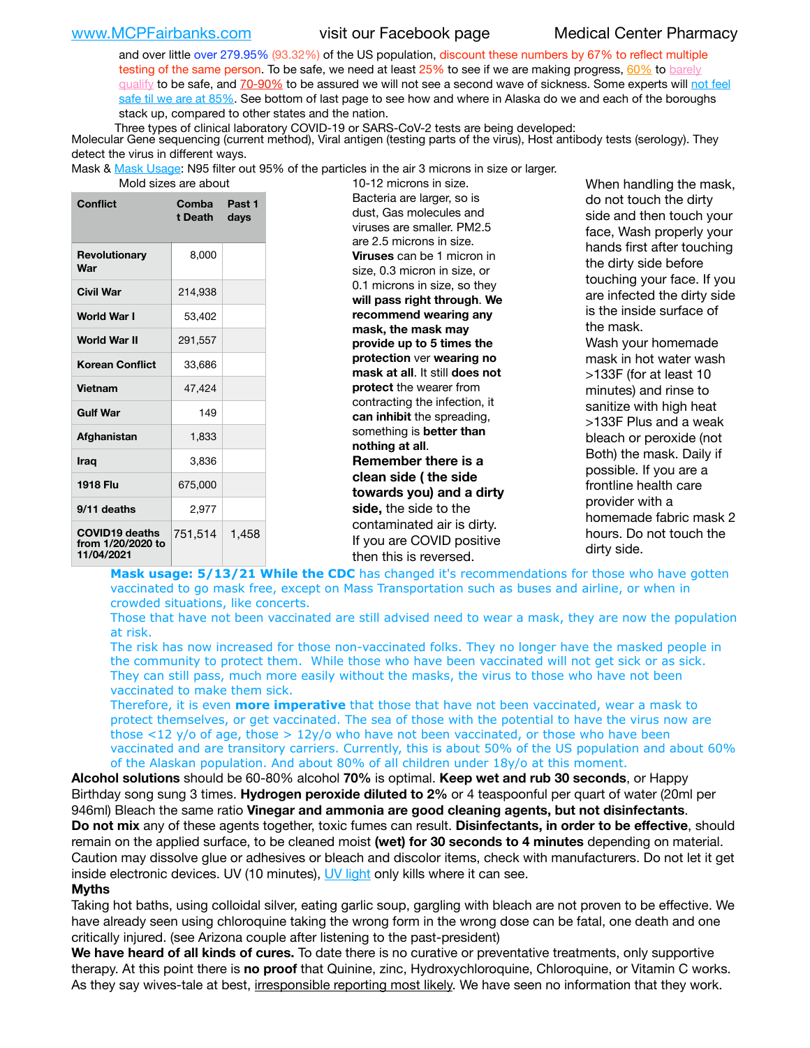and over little over 279.95% (93.32%) of the US population, discount these numbers by 67% to reflect multiple testing of the same person. To be safe, we need at least 25% to see if we are making progress, 60% to barely qualify to be safe, and 70-90% to be assured we will not see a second wave of sickness. Some experts will not feel safe til we are at 85%. See bottom of last page to see how and where in Alaska do we and each of the boroughs stack up, compared to other states and the nation.

Three types of clinical laboratory COVID-19 or SARS-CoV-2 tests are being developed:
Molecular Gene sequencing (current method), Viral antigen (testing parts of the virus), Host antibody tests (serology). They detect the virus in different ways.

Mask & Mask Usage: N95 filter out 95% of the particles in the air 3 microns in size or larger. Mold sizes are about 10-12 microns in size. Bacteria are larger, so is dust, Gas molecules and viruses are smaller. PM2.5 are 2.5 microns in size. **Viruses** can be 1 micron in size, 0.3 micron in size, or 0.1 microns in size, so they **will pass right through**. **We recommend wearing any mask, the mask may provide up to 5 times the protection** ver **wearing no mask at all**. It still **does not protect** the wearer from contracting the infection, it **can inhibit** the spreading, something is **better than nothing at all**.

**Remember there is a clean side ( the side towards you) and a dirty side,** the side to the contaminated air is dirty. If you are COVID positive then this is reversed.

When handling the mask, do not touch the dirty side and then touch your face, Wash properly your hands first after touching the dirty side before touching your face. If you are infected the dirty side is the inside surface of the mask.

Wash your homemade mask in hot water wash >133F (for at least 10 minutes) and rinse to sanitize with high heat >133F Plus and a weak bleach or peroxide (not Both) the mask. Daily if possible. If you are a frontline health care provider with a homemade fabric mask 2 hours. Do not touch the dirty side.

| Conflict | Combat Death | Past 1 days |
|---|---|---|
| Revolutionary War | 8,000 | |
| Civil War | 214,938 | |
| World War I | 53,402 | |
| World War II | 291,557 | |
| Korean Conflict | 33,686 | |
| Vietnam | 47,424 | |
| Gulf War | 149 | |
| Afghanistan | 1,833 | |
| Iraq | 3,836 | |
| 1918 Flu | 675,000 | |
| 9/11 deaths | 2,977 | |
| COVID19 deaths from 1/20/2020 to 11/04/2021 | 751,514 | 1,458 |

**Mask usage: 5/13/21 While the CDC** has changed it's recommendations for those who have gotten vaccinated to go mask free, except on Mass Transportation such as buses and airline, or when in crowded situations, like concerts.

Those that have not been vaccinated are still advised need to wear a mask, they are now the population at risk.

The risk has now increased for those non-vaccinated folks. They no longer have the masked people in the community to protect them. While those who have been vaccinated will not get sick or as sick. They can still pass, much more easily without the masks, the virus to those who have not been vaccinated to make them sick.

Therefore, it is even **more imperative** that those that have not been vaccinated, wear a mask to protect themselves, or get vaccinated. The sea of those with the potential to have the virus now are those <12 y/o of age, those > 12y/o who have not been vaccinated, or those who have been vaccinated and are transitory carriers. Currently, this is about 50% of the US population and about 60% of the Alaskan population. And about 80% of all children under 18y/o at this moment.

**Alcohol solutions** should be 60-80% alcohol **70%** is optimal. **Keep wet and rub 30 seconds**, or Happy Birthday song sung 3 times. **Hydrogen peroxide diluted to 2%** or 4 teaspoonful per quart of water (20ml per 946ml) Bleach the same ratio **Vinegar and ammonia are good cleaning agents, but not disinfectants**. **Do not mix** any of these agents together, toxic fumes can result. **Disinfectants, in order to be effective**, should remain on the applied surface, to be cleaned moist **(wet) for 30 seconds to 4 minutes** depending on material. Caution may dissolve glue or adhesives or bleach and discolor items, check with manufacturers. Do not let it get inside electronic devices. UV (10 minutes), UV light only kills where it can see.

**Myths**

Taking hot baths, using colloidal silver, eating garlic soup, gargling with bleach are not proven to be effective. We have already seen using chloroquine taking the wrong form in the wrong dose can be fatal, one death and one critically injured. (see Arizona couple after listening to the past-president)

**We have heard of all kinds of cures.** To date there is no curative or preventative treatments, only supportive therapy. At this point there is **no proof** that Quinine, zinc, Hydroxychloroquine, Chloroquine, or Vitamin C works. As they say wives-tale at best, irresponsible reporting most likely. We have seen no information that they work.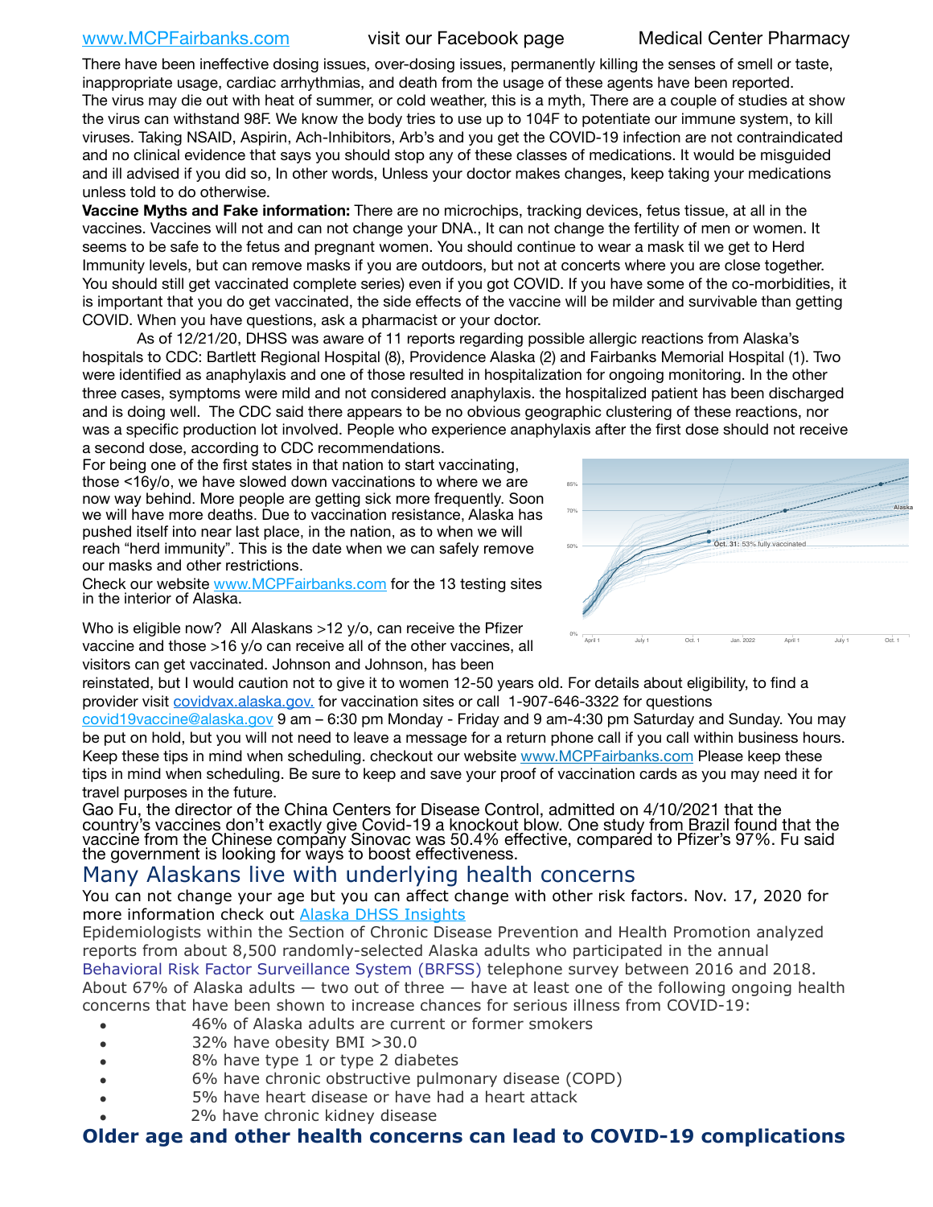There have been ineffective dosing issues, over-dosing issues, permanently killing the senses of smell or taste, inappropriate usage, cardiac arrhythmias, and death from the usage of these agents have been reported. The virus may die out with heat of summer, or cold weather, this is a myth, There are a couple of studies at show the virus can withstand 98F. We know the body tries to use up to 104F to potentiate our immune system, to kill viruses. Taking NSAID, Aspirin, Ach-Inhibitors, Arb's and you get the COVID-19 infection are not contraindicated and no clinical evidence that says you should stop any of these classes of medications. It would be misguided and ill advised if you did so, In other words, Unless your doctor makes changes, keep taking your medications unless told to do otherwise.

**Vaccine Myths and Fake information:** There are no microchips, tracking devices, fetus tissue, at all in the vaccines. Vaccines will not and can not change your DNA., It can not change the fertility of men or women. It seems to be safe to the fetus and pregnant women. You should continue to wear a mask til we get to Herd Immunity levels, but can remove masks if you are outdoors, but not at concerts where you are close together. You should still get vaccinated complete series) even if you got COVID. If you have some of the co-morbidities, it is important that you do get vaccinated, the side effects of the vaccine will be milder and survivable than getting COVID. When you have questions, ask a pharmacist or your doctor.

As of 12/21/20, DHSS was aware of 11 reports regarding possible allergic reactions from Alaska's hospitals to CDC: Bartlett Regional Hospital (8), Providence Alaska (2) and Fairbanks Memorial Hospital (1). Two were identified as anaphylaxis and one of those resulted in hospitalization for ongoing monitoring. In the other three cases, symptoms were mild and not considered anaphylaxis. the hospitalized patient has been discharged and is doing well. The CDC said there appears to be no obvious geographic clustering of these reactions, nor was a specific production lot involved. People who experience anaphylaxis after the first dose should not receive a second dose, according to CDC recommendations.

For being one of the first states in that nation to start vaccinating, those <16y/o, we have slowed down vaccinations to where we are now way behind. More people are getting sick more frequently. Soon we will have more deaths. Due to vaccination resistance, Alaska has pushed itself into near last place, in the nation, as to when we will reach "herd immunity". This is the date when we can safely remove our masks and other restrictions.

Check our website www.MCPFairbanks.com for the 13 testing sites in the interior of Alaska.

Who is eligible now? All Alaskans >12 y/o, can receive the Pfizer vaccine and those >16 y/o can receive all of the other vaccines, all visitors can get vaccinated. Johnson and Johnson, has been reinstated, but I would caution not to give it to women 12-50 years old. For details about eligibility, to find a provider visit covidvax.alaska.gov. for vaccination sites or call 1-907-646-3322 for questions covid19vaccine@alaska.gov 9 am – 6:30 pm Monday - Friday and 9 am-4:30 pm Saturday and Sunday. You may be put on hold, but you will not need to leave a message for a return phone call if you call within business hours. Keep these tips in mind when scheduling. checkout our website www.MCPFairbanks.com Please keep these tips in mind when scheduling. Be sure to keep and save your proof of vaccination cards as you may need it for travel purposes in the future.

Gao Fu, the director of the China Centers for Disease Control, admitted on 4/10/2021 that the country's vaccines don't exactly give Covid-19 a knockout blow. One study from Brazil found that the vaccine from the Chinese company Sinovac was 50.4% effective, compared to Pfizer's 97%. Fu said the government is looking for ways to boost effectiveness.

## Many Alaskans live with underlying health concerns

You can not change your age but you can affect change with other risk factors. Nov. 17, 2020 for more information check out Alaska DHSS Insights

Epidemiologists within the Section of Chronic Disease Prevention and Health Promotion analyzed reports from about 8,500 randomly-selected Alaska adults who participated in the annual Behavioral Risk Factor Surveillance System (BRFSS) telephone survey between 2016 and 2018. About 67% of Alaska adults — two out of three — have at least one of the following ongoing health concerns that have been shown to increase chances for serious illness from COVID-19:

- 46% of Alaska adults are current or former smokers
- 32% have obesity BMI >30.0
- 8% have type 1 or type 2 diabetes
- 6% have chronic obstructive pulmonary disease (COPD)
- 5% have heart disease or have had a heart attack
- 2% have chronic kidney disease

## Older age and other health concerns can lead to COVID-19 complications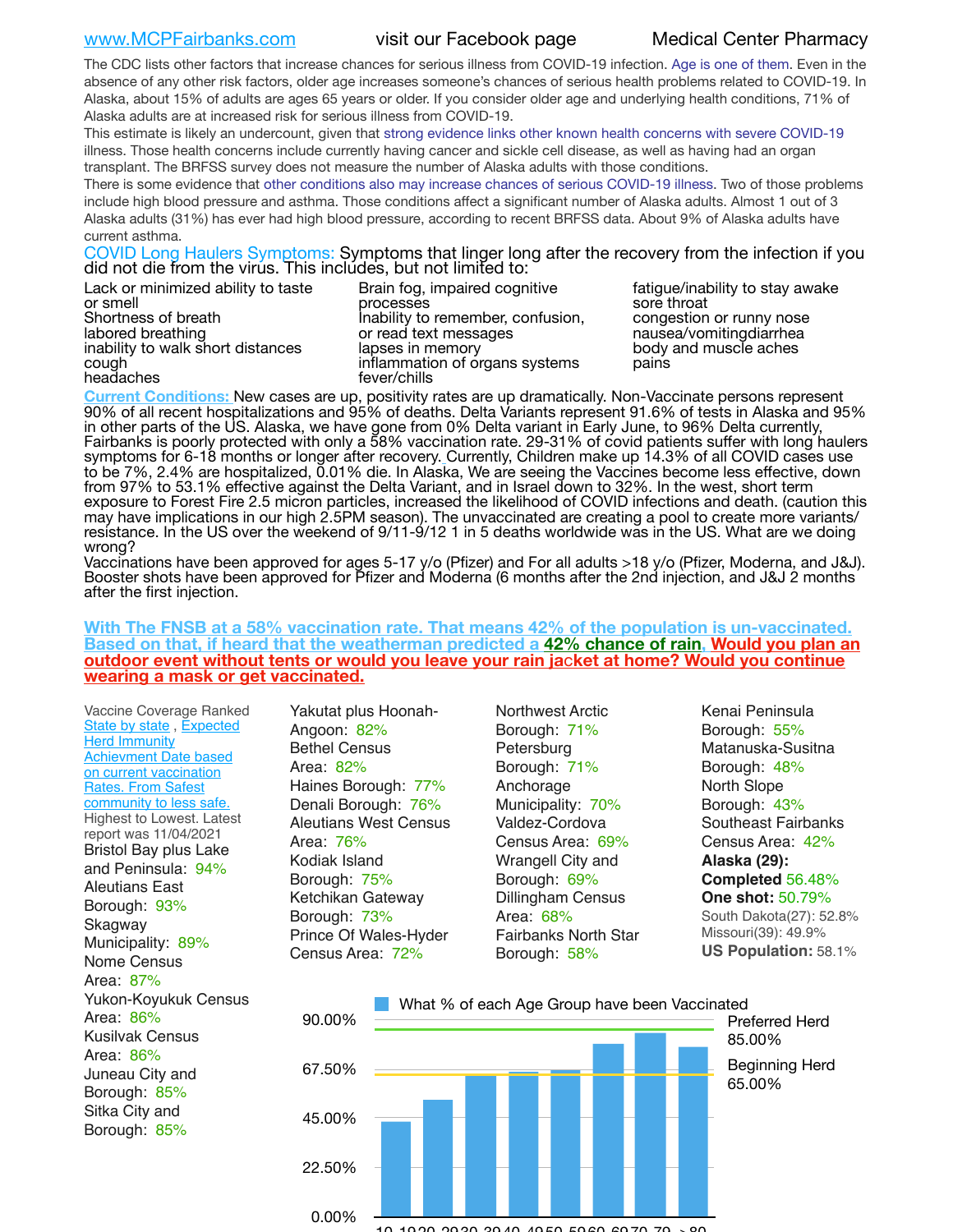www.MCPFairbanks.com visit our Facebook page Medical Center Pharmacy

The CDC lists other factors that increase chances for serious illness from COVID-19 infection. Age is one of them. Even in the absence of any other risk factors, older age increases someone's chances of serious health problems related to COVID-19. In Alaska, about 15% of adults are ages 65 years or older. If you consider older age and underlying health conditions, 71% of Alaska adults are at increased risk for serious illness from COVID-19.

This estimate is likely an undercount, given that strong evidence links other known health concerns with severe COVID-19 illness. Those health concerns include currently having cancer and sickle cell disease, as well as having had an organ transplant. The BRFSS survey does not measure the number of Alaska adults with those conditions.

There is some evidence that other conditions also may increase chances of serious COVID-19 illness. Two of those problems include high blood pressure and asthma. Those conditions affect a significant number of Alaska adults. Almost 1 out of 3 Alaska adults (31%) has ever had high blood pressure, according to recent BRFSS data. About 9% of Alaska adults have current asthma.

**COVID Long Haulers Symptoms:** Symptoms that linger long after the recovery from the infection if you did not die from the virus. This includes, but not limited to:

- Lack or minimized ability to taste or smell
- Shortness of breath
- labored breathing
- inability to walk short distances
- cough
- headaches
- Brain fog, impaired cognitive processes
- Inability to remember, confusion, or read text messages
- lapses in memory
- inflammation of organs systems
- fever/chills
- fatigue/inability to stay awake
- sore throat
- congestion or runny nose
- nausea/vomitingdiarrhea
- body and muscle aches
- pains

**Current Conditions:** New cases are up, positivity rates are up dramatically. Non-Vaccinate persons represent 90% of all recent hospitalizations and 95% of deaths. Delta Variants represent 91.6% of tests in Alaska and 95% in other parts of the US. Alaska, we have gone from 0% Delta variant in Early June, to 96% Delta currently, Fairbanks is poorly protected with only a 58% vaccination rate. 29-31% of covid patients suffer with long haulers symptoms for 6-18 months or longer after recovery. Currently, Children make up 14.3% of all COVID cases use to be 7%, 2.4% are hospitalized, 0.01% die. In Alaska, We are seeing the Vaccines become less effective, down from 97% to 53.1% effective against the Delta Variant, and in Israel down to 32%. In the west, short term exposure to Forest Fire 2.5 micron particles, increased the likelihood of COVID infections and death. (caution this may have implications in our high 2.5PM season). The unvaccinated are creating a pool to create more variants/ resistance. In the US over the weekend of 9/11-9/12 1 in 5 deaths worldwide was in the US. What are we doing wrong?

Vaccinations have been approved for ages 5-17 y/o (Pfizer) and For all adults >18 y/o (Pfizer, Moderna, and J&J). Booster shots have been approved for Pfizer and Moderna (6 months after the 2nd injection, and J&J 2 months after the first injection.

**With The FNSB at a 58% vaccination rate. That means 42% of the population is un-vaccinated. Based on that, if heard that the weatherman predicted a 42% chance of rain, Would you plan an outdoor event without tents or would you leave your rain jacket at home? Would you continue wearing a mask or get vaccinated.**

Vaccine Coverage Ranked State by state, Expected Herd Immunity Achievment Date based on current vaccination Rates. From Safest community to less safe. Highest to Lowest. Latest report was 11/04/2021

- Bristol Bay plus Lake and Peninsula: 94%
- Aleutians East Borough: 93%
- Skagway Municipality: 89%
- Nome Census Area: 87%
- Yukon-Koyukuk Census Area: 86%
- Kusilvak Census Area: 86%
- Juneau City and Borough: 85%
- Sitka City and Borough: 85%
- Yakutat plus Hoonah-Angoon: 82%
- Bethel Census Area: 82%
- Haines Borough: 77%
- Denali Borough: 76%
- Aleutians West Census Area: 76%
- Kodiak Island Borough: 75%
- Ketchikan Gateway Borough: 73%
- Prince Of Wales-Hyder Census Area: 72%
- Northwest Arctic Borough: 71%
- Petersburg Borough: 71%
- Anchorage Municipality: 70%
- Valdez-Cordova Census Area: 69%
- Wrangell City and Borough: 69%
- Dillingham Census Area: 68%
- Fairbanks North Star Borough: 58%
- Kenai Peninsula Borough: 55%
- Matanuska-Susitna Borough: 48%
- North Slope Borough: 43%
- Southeast Fairbanks Census Area: 42%

**Alaska (29):**
**Completed** 56.48%
**One shot:** 50.79%
South Dakota(27): 52.8%
Missouri(39): 49.9%
**US Population:** 58.1%

What % of each Age Group have been Vaccinated
90.00%
67.50%
45.00%
22.50%
0.00%
Preferred Herd 85.00%
Beginning Herd 65.00%
10-19 20-29 30-39 40-49 50-59 60-69 70-79 >80